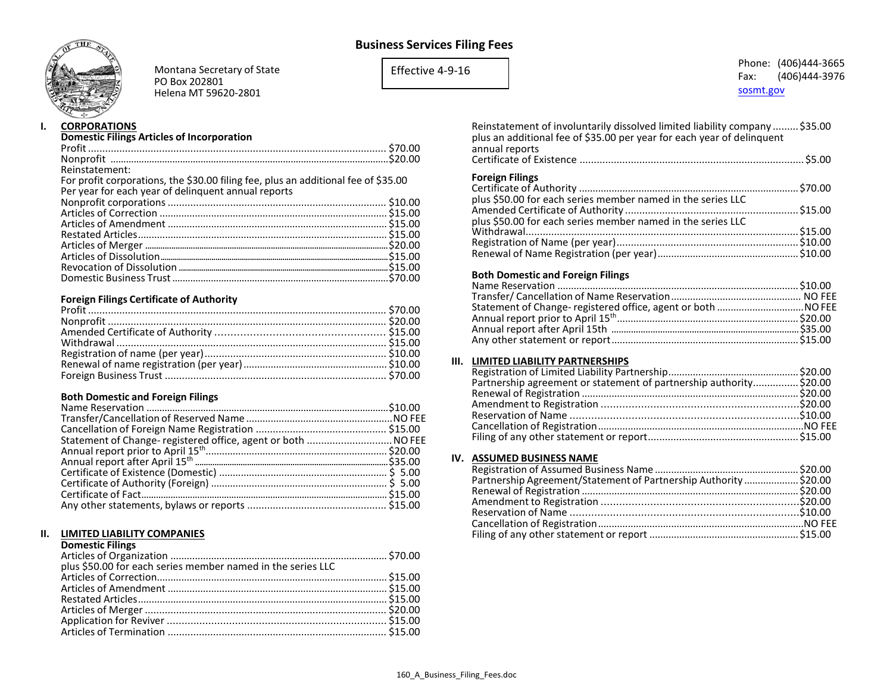# Business Services Filing Fees

Montana Secretary of State
PO Box 202801
Helena MT 59620-2801

Effective 4-9-16

Phone: (406)444-3665
Fax: (406)444-3976
sosmt.gov

## I. CORPORATIONS

### Domestic Filings Articles of Incorporation

| | |
|---|---|
| Profit | $70.00 |
| Nonprofit | $20.00 |

Reinstatement:
For profit corporations, the $30.00 filing fee, plus an additional fee of $35.00 Per year for each year of delinquent annual reports

| | |
|---|---|
| Nonprofit corporations | $10.00 |
| Articles of Correction | $15.00 |
| Articles of Amendment | $15.00 |
| Restated Articles | $15.00 |
| Articles of Merger | $20.00 |
| Articles of Dissolution | $15.00 |
| Revocation of Dissolution | $15.00 |
| Domestic Business Trust | $70.00 |

### Foreign Filings Certificate of Authority

| | |
|---|---|
| Profit | $70.00 |
| Nonprofit | $20.00 |
| Amended Certificate of Authority | $15.00 |
| Withdrawal | $15.00 |
| Registration of name (per year) | $10.00 |
| Renewal of name registration (per year) | $10.00 |
| Foreign Business Trust | $70.00 |

### Both Domestic and Foreign Filings

| | |
|---|---|
| Name Reservation | $10.00 |
| Transfer/Cancellation of Reserved Name | NO FEE |
| Cancellation of Foreign Name Registration | $15.00 |
| Statement of Change- registered office, agent or both | NO FEE |
| Annual report prior to April 15th | $20.00 |
| Annual report after April 15th | $35.00 |
| Certificate of Existence (Domestic) | $ 5.00 |
| Certificate of Authority (Foreign) | $ 5.00 |
| Certificate of Fact | $15.00 |
| Any other statements, bylaws or reports | $15.00 |

## II. LIMITED LIABILITY COMPANIES

### Domestic Filings

| | |
|---|---|
| Articles of Organization | $70.00 |

plus $50.00 for each series member named in the series LLC

| | |
|---|---|
| Articles of Correction | $15.00 |
| Articles of Amendment | $15.00 |
| Restated Articles | $15.00 |
| Articles of Merger | $20.00 |
| Application for Reviver | $15.00 |
| Articles of Termination | $15.00 |
| Reinstatement of involuntarily dissolved limited liability company | $35.00 |

plus an additional fee of $35.00 per year for each year of delinquent annual reports

| | |
|---|---|
| Certificate of Existence | $5.00 |

### Foreign Filings

| | |
|---|---|
| Certificate of Authority | $70.00 |

plus $50.00 for each series member named in the series LLC

| | |
|---|---|
| Amended Certificate of Authority | $15.00 |

plus $50.00 for each series member named in the series LLC

| | |
|---|---|
| Withdrawal | $15.00 |
| Registration of Name (per year) | $10.00 |
| Renewal of Name Registration (per year) | $10.00 |

### Both Domestic and Foreign Filings

| | |
|---|---|
| Name Reservation | $10.00 |
| Transfer/ Cancellation of Name Reservation | NO FEE |
| Statement of Change- registered office, agent or both | NO FEE |
| Annual report prior to April 15th | $20.00 |
| Annual report after April 15th | $35.00 |
| Any other statement or report | $15.00 |

## III. LIMITED LIABILITY PARTNERSHIPS

| | |
|---|---|
| Registration of Limited Liability Partnership | $20.00 |
| Partnership agreement or statement of partnership authority | $20.00 |
| Renewal of Registration | $20.00 |
| Amendment to Registration | $20.00 |
| Reservation of Name | $10.00 |
| Cancellation of Registration | NO FEE |
| Filing of any other statement or report | $15.00 |

## IV. ASSUMED BUSINESS NAME

| | |
|---|---|
| Registration of Assumed Business Name | $20.00 |
| Partnership Agreement/Statement of Partnership Authority | $20.00 |
| Renewal of Registration | $20.00 |
| Amendment to Registration | $20.00 |
| Reservation of Name | $10.00 |
| Cancellation of Registration | NO FEE |
| Filing of any other statement or report | $15.00 |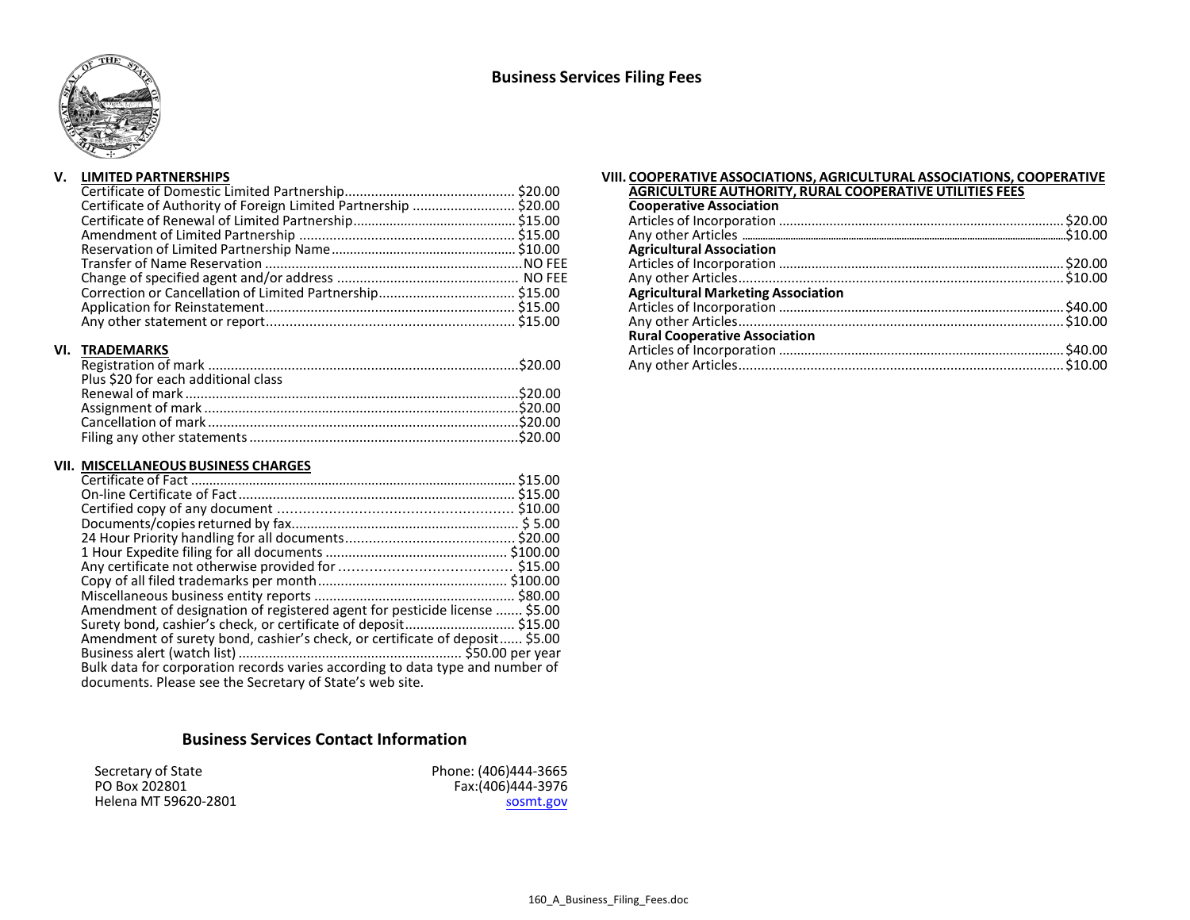# Business Services Filing Fees

## V. LIMITED PARTNERSHIPS

| | |
|---|---|
| Certificate of Domestic Limited Partnership | $20.00 |
| Certificate of Authority of Foreign Limited Partnership | $20.00 |
| Certificate of Renewal of Limited Partnership | $15.00 |
| Amendment of Limited Partnership | $15.00 |
| Reservation of Limited Partnership Name | $10.00 |
| Transfer of Name Reservation | NO FEE |
| Change of specified agent and/or address | NO FEE |
| Correction or Cancellation of Limited Partnership | $15.00 |
| Application for Reinstatement | $15.00 |
| Any other statement or report | $15.00 |

## VI. TRADEMARKS

| | |
|---|---|
| Registration of mark | $20.00 |
| Plus $20 for each additional class | |
| Renewal of mark | $20.00 |
| Assignment of mark | $20.00 |
| Cancellation of mark | $20.00 |
| Filing any other statements | $20.00 |

## VII. MISCELLANEOUS BUSINESS CHARGES

| | |
|---|---|
| Certificate of Fact | $15.00 |
| On-line Certificate of Fact | $15.00 |
| Certified copy of any document | $10.00 |
| Documents/copies returned by fax | $ 5.00 |
| 24 Hour Priority handling for all documents | $20.00 |
| 1 Hour Expedite filing for all documents | $100.00 |
| Any certificate not otherwise provided for | $15.00 |
| Copy of all filed trademarks per month | $100.00 |
| Miscellaneous business entity reports | $80.00 |
| Amendment of designation of registered agent for pesticide license | $5.00 |
| Surety bond, cashier's check, or certificate of deposit | $15.00 |
| Amendment of surety bond, cashier's check, or certificate of deposit | $5.00 |
| Business alert (watch list) | $50.00 per year |

Bulk data for corporation records varies according to data type and number of documents. Please see the Secretary of State's web site.

## VIII. COOPERATIVE ASSOCIATIONS, AGRICULTURAL ASSOCIATIONS, COOPERATIVE AGRICULTURE AUTHORITY, RURAL COOPERATIVE UTILITIES FEES

| | |
|---|---|
| **Cooperative Association** | |
| Articles of Incorporation | $20.00 |
| Any other Articles | $10.00 |
| **Agricultural Association** | |
| Articles of Incorporation | $20.00 |
| Any other Articles | $10.00 |
| **Agricultural Marketing Association** | |
| Articles of Incorporation | $40.00 |
| Any other Articles | $10.00 |
| **Rural Cooperative Association** | |
| Articles of Incorporation | $40.00 |
| Any other Articles | $10.00 |

## Business Services Contact Information

Secretary of State
PO Box 202801
Helena MT 59620-2801

Phone: (406)444-3665
Fax:(406)444-3976
sosmt.gov

160_A_Business_Filing_Fees.doc